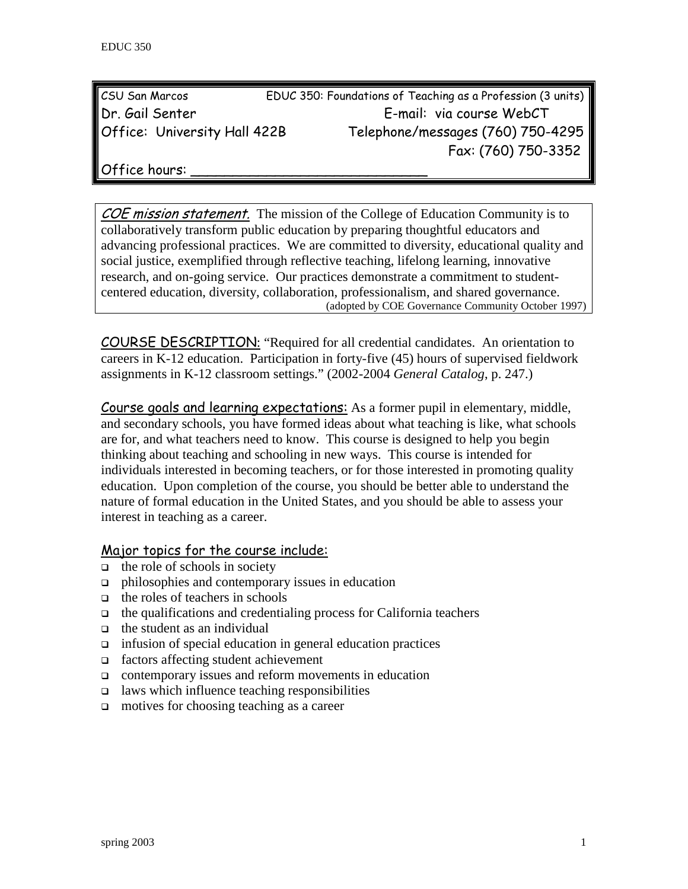CSU San Marcos | EDUC 350: Foundations of Teaching as a Profession (3 units)

Dr. Gail Senter | E-mail: via course WebCT

Office: University Hall 422B | Telephone/messages (760) 750-4295

Fax: (760) 750-3352

Office hours: ___________________________

*COE mission statement.* The mission of the College of Education Community is to collaboratively transform public education by preparing thoughtful educators and advancing professional practices. We are committed to diversity, educational quality and social justice, exemplified through reflective teaching, lifelong learning, innovative research, and on-going service. Our practices demonstrate a commitment to student-centered education, diversity, collaboration, professionalism, and shared governance. (adopted by COE Governance Community October 1997)

COURSE DESCRIPTION: "Required for all credential candidates. An orientation to careers in K-12 education. Participation in forty-five (45) hours of supervised fieldwork assignments in K-12 classroom settings." (2002-2004 *General Catalog*, p. 247.)

Course goals and learning expectations: As a former pupil in elementary, middle, and secondary schools, you have formed ideas about what teaching is like, what schools are for, and what teachers need to know. This course is designed to help you begin thinking about teaching and schooling in new ways. This course is intended for individuals interested in becoming teachers, or for those interested in promoting quality education. Upon completion of the course, you should be better able to understand the nature of formal education in the United States, and you should be able to assess your interest in teaching as a career.

## Major topics for the course include:

- the role of schools in society
- philosophies and contemporary issues in education
- the roles of teachers in schools
- the qualifications and credentialing process for California teachers
- the student as an individual
- infusion of special education in general education practices
- factors affecting student achievement
- contemporary issues and reform movements in education
- laws which influence teaching responsibilities
- motives for choosing teaching as a career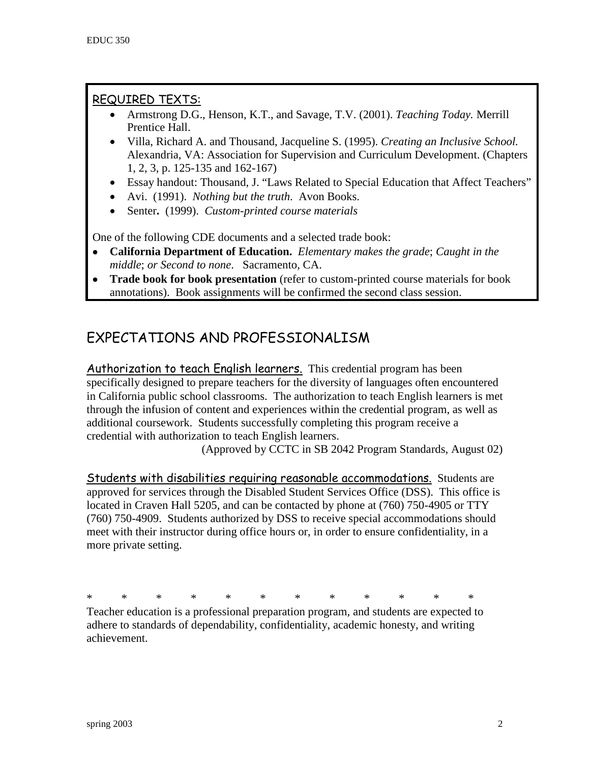## REQUIRED TEXTS:

- Armstrong D.G., Henson, K.T., and Savage, T.V. (2001). *Teaching Today.* Merrill Prentice Hall.
- Villa, Richard A. and Thousand, Jacqueline S. (1995). *Creating an Inclusive School.* Alexandria, VA: Association for Supervision and Curriculum Development. (Chapters 1, 2, 3, p. 125-135 and 162-167)
- Essay handout: Thousand, J. "Laws Related to Special Education that Affect Teachers"
- Avi. (1991). *Nothing but the truth*. Avon Books.
- Senter**.** (1999). *Custom-printed course materials*

One of the following CDE documents and a selected trade book:

- **California Department of Education.** *Elementary makes the grade*; *Caught in the middle*; *or Second to none*. Sacramento, CA.
- **Trade book for book presentation** (refer to custom-printed course materials for book annotations). Book assignments will be confirmed the second class session.

# EXPECTATIONS AND PROFESSIONALISM

Authorization to teach English learners. This credential program has been specifically designed to prepare teachers for the diversity of languages often encountered in California public school classrooms. The authorization to teach English learners is met through the infusion of content and experiences within the credential program, as well as additional coursework. Students successfully completing this program receive a credential with authorization to teach English learners.

(Approved by CCTC in SB 2042 Program Standards, August 02)

Students with disabilities requiring reasonable accommodations. Students are approved for services through the Disabled Student Services Office (DSS). This office is located in Craven Hall 5205, and can be contacted by phone at (760) 750-4905 or TTY (760) 750-4909. Students authorized by DSS to receive special accommodations should meet with their instructor during office hours or, in order to ensure confidentiality, in a more private setting.

* * * * * * * * * * * *

Teacher education is a professional preparation program, and students are expected to adhere to standards of dependability, confidentiality, academic honesty, and writing achievement.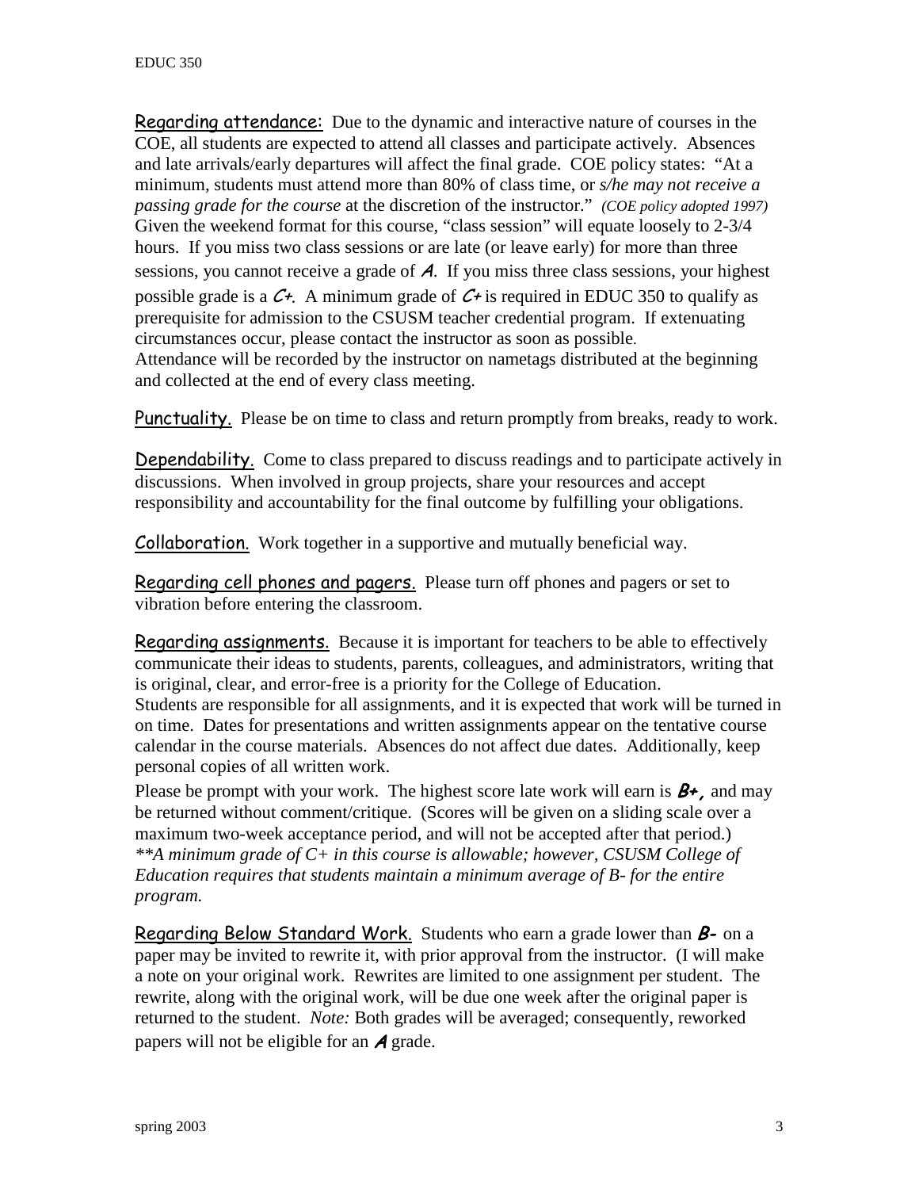**Regarding attendance:** Due to the dynamic and interactive nature of courses in the COE, all students are expected to attend all classes and participate actively. Absences and late arrivals/early departures will affect the final grade. COE policy states: "At a minimum, students must attend more than 80% of class time, or *s/he may not receive a passing grade for the course* at the discretion of the instructor." *(COE policy adopted 1997)* Given the weekend format for this course, "class session" will equate loosely to 2-3/4 hours. If you miss two class sessions or are late (or leave early) for more than three sessions, you cannot receive a grade of ***A***. If you miss three class sessions, your highest possible grade is a ***C+***. A minimum grade of ***C+*** is required in EDUC 350 to qualify as prerequisite for admission to the CSUSM teacher credential program. If extenuating circumstances occur, please contact the instructor as soon as possible.
Attendance will be recorded by the instructor on nametags distributed at the beginning and collected at the end of every class meeting.

**Punctuality.** Please be on time to class and return promptly from breaks, ready to work.

**Dependability.** Come to class prepared to discuss readings and to participate actively in discussions. When involved in group projects, share your resources and accept responsibility and accountability for the final outcome by fulfilling your obligations.

**Collaboration.** Work together in a supportive and mutually beneficial way.

**Regarding cell phones and pagers.** Please turn off phones and pagers or set to vibration before entering the classroom.

**Regarding assignments.** Because it is important for teachers to be able to effectively communicate their ideas to students, parents, colleagues, and administrators, writing that is original, clear, and error-free is a priority for the College of Education.
Students are responsible for all assignments, and it is expected that work will be turned in on time. Dates for presentations and written assignments appear on the tentative course calendar in the course materials. Absences do not affect due dates. Additionally, keep personal copies of all written work.

Please be prompt with your work. The highest score late work will earn is ***B+,*** and may be returned without comment/critique. (Scores will be given on a sliding scale over a maximum two-week acceptance period, and will not be accepted after that period.)
*\*\*A minimum grade of C+ in this course is allowable; however, CSUSM College of Education requires that students maintain a minimum average of B- for the entire program.*

**Regarding Below Standard Work.** Students who earn a grade lower than ***B-*** on a paper may be invited to rewrite it, with prior approval from the instructor. (I will make a note on your original work. Rewrites are limited to one assignment per student. The rewrite, along with the original work, will be due one week after the original paper is returned to the student. *Note:* Both grades will be averaged; consequently, reworked papers will not be eligible for an ***A*** grade.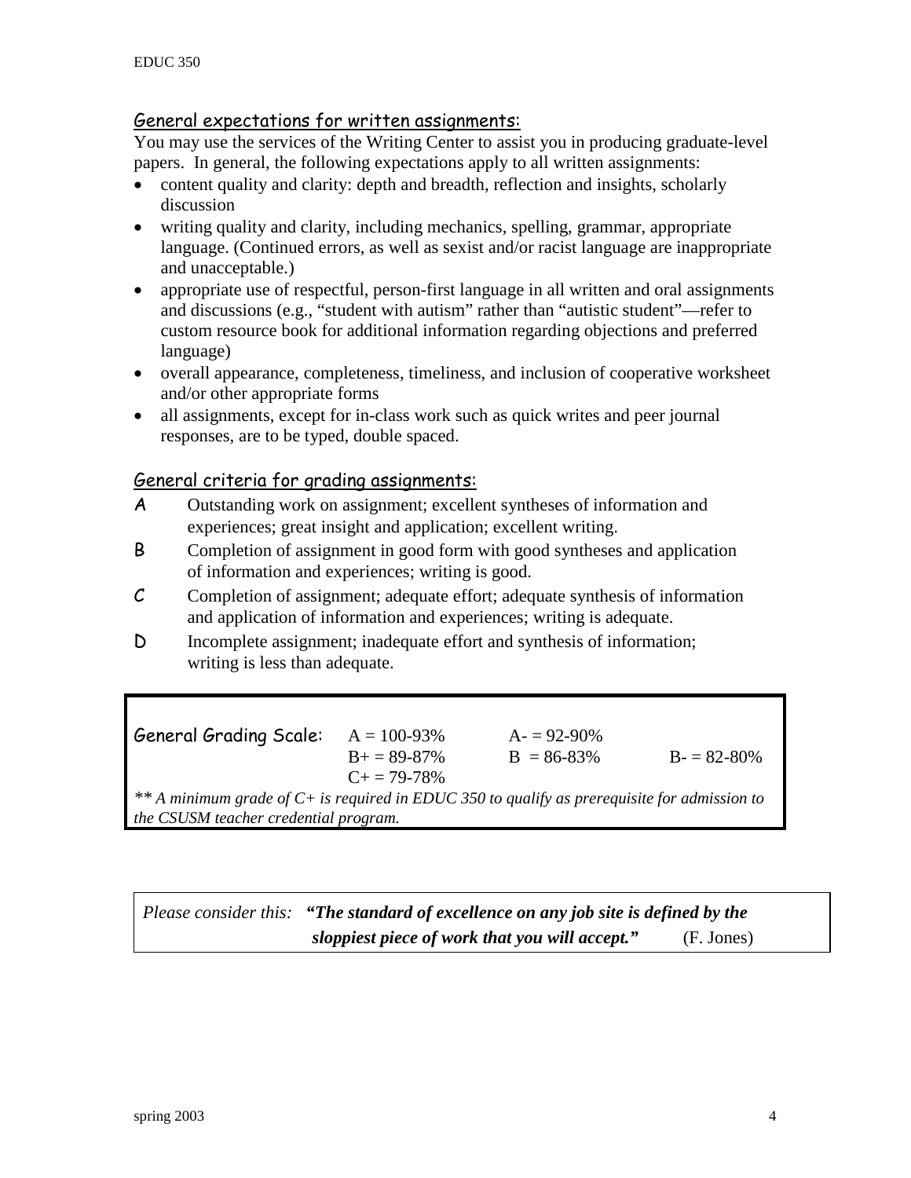## General expectations for written assignments:

You may use the services of the Writing Center to assist you in producing graduate-level papers. In general, the following expectations apply to all written assignments:

- content quality and clarity: depth and breadth, reflection and insights, scholarly discussion
- writing quality and clarity, including mechanics, spelling, grammar, appropriate language. (Continued errors, as well as sexist and/or racist language are inappropriate and unacceptable.)
- appropriate use of respectful, person-first language in all written and oral assignments and discussions (e.g., "student with autism" rather than "autistic student"—refer to custom resource book for additional information regarding objections and preferred language)
- overall appearance, completeness, timeliness, and inclusion of cooperative worksheet and/or other appropriate forms
- all assignments, except for in-class work such as quick writes and peer journal responses, are to be typed, double spaced.

## General criteria for grading assignments:

**A** Outstanding work on assignment; excellent syntheses of information and experiences; great insight and application; excellent writing.

**B** Completion of assignment in good form with good syntheses and application of information and experiences; writing is good.

**C** Completion of assignment; adequate effort; adequate synthesis of information and application of information and experiences; writing is adequate.

**D** Incomplete assignment; inadequate effort and synthesis of information; writing is less than adequate.

| General Grading Scale: | A = 100-93% | A- = 92-90% | |
|---|---|---|---|
| | B+ = 89-87% | B = 86-83% | B- = 82-80% |
| | C+ = 79-78% | | |

*\*\* A minimum grade of C+ is required in EDUC 350 to qualify as prerequisite for admission to the CSUSM teacher credential program.*

*Please consider this:* ***"The standard of excellence on any job site is defined by the sloppiest piece of work that you will accept."*** (F. Jones)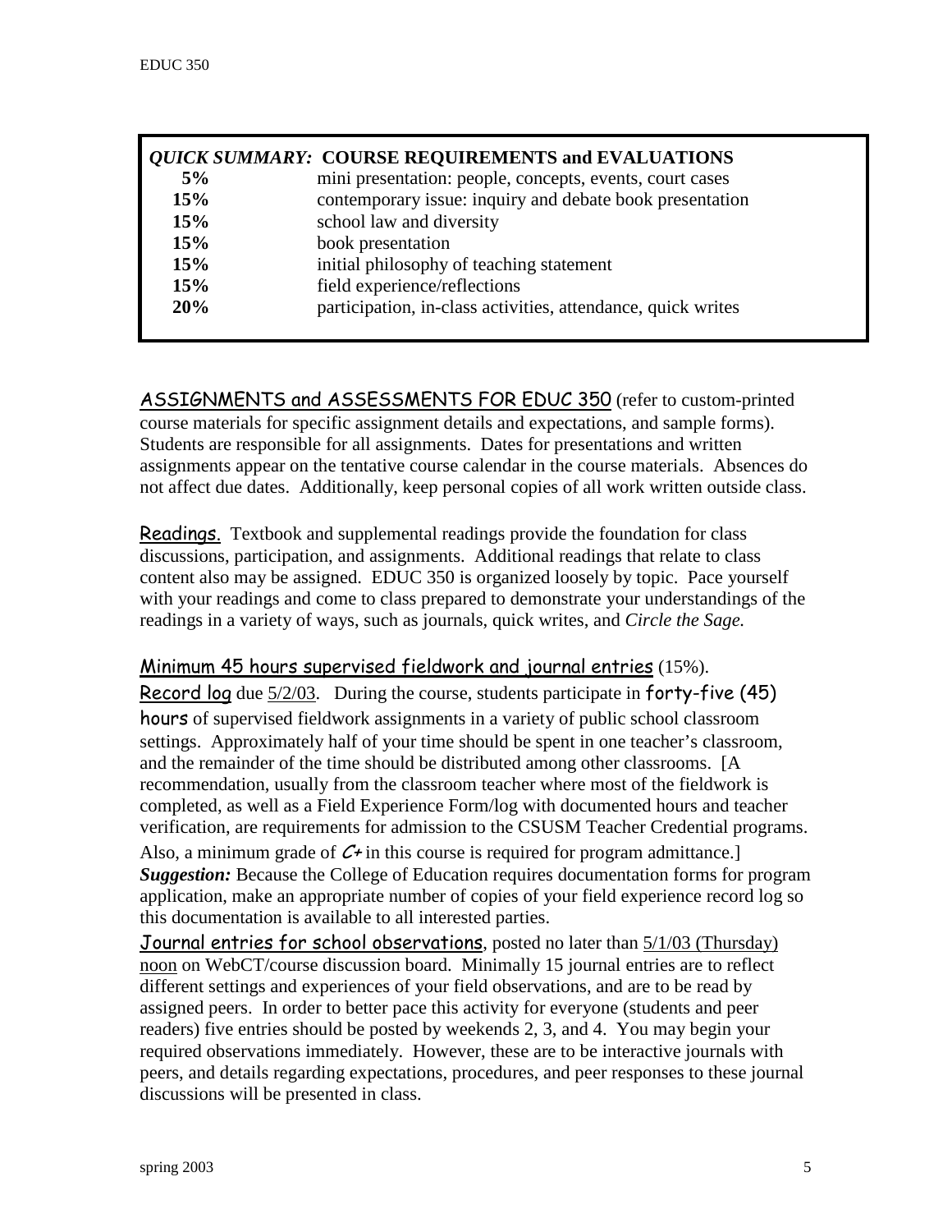***QUICK SUMMARY:* COURSE REQUIREMENTS and EVALUATIONS**

| | |
|---|---|
| **5%** | mini presentation: people, concepts, events, court cases |
| **15%** | contemporary issue: inquiry and debate book presentation |
| **15%** | school law and diversity |
| **15%** | book presentation |
| **15%** | initial philosophy of teaching statement |
| **15%** | field experience/reflections |
| **20%** | participation, in-class activities, attendance, quick writes |

<u>ASSIGNMENTS and ASSESSMENTS FOR EDUC 350</u> (refer to custom-printed course materials for specific assignment details and expectations, and sample forms). Students are responsible for all assignments. Dates for presentations and written assignments appear on the tentative course calendar in the course materials. Absences do not affect due dates. Additionally, keep personal copies of all work written outside class.

<u>Readings.</u> Textbook and supplemental readings provide the foundation for class discussions, participation, and assignments. Additional readings that relate to class content also may be assigned. EDUC 350 is organized loosely by topic. Pace yourself with your readings and come to class prepared to demonstrate your understandings of the readings in a variety of ways, such as journals, quick writes, and *Circle the Sage.*

<u>Minimum 45 hours supervised fieldwork and journal entries</u> (15%).

<u>Record log</u> due <u>5/2/03</u>. During the course, students participate in forty-five (45) hours of supervised fieldwork assignments in a variety of public school classroom settings. Approximately half of your time should be spent in one teacher's classroom, and the remainder of the time should be distributed among other classrooms. [A recommendation, usually from the classroom teacher where most of the fieldwork is completed, as well as a Field Experience Form/log with documented hours and teacher verification, are requirements for admission to the CSUSM Teacher Credential programs. Also, a minimum grade of *C+* in this course is required for program admittance.]

***Suggestion:*** Because the College of Education requires documentation forms for program application, make an appropriate number of copies of your field experience record log so this documentation is available to all interested parties.

<u>Journal entries for school observations</u>, posted no later than <u>5/1/03 (Thursday) noon</u> on WebCT/course discussion board. Minimally 15 journal entries are to reflect different settings and experiences of your field observations, and are to be read by assigned peers. In order to better pace this activity for everyone (students and peer readers) five entries should be posted by weekends 2, 3, and 4. You may begin your required observations immediately. However, these are to be interactive journals with peers, and details regarding expectations, procedures, and peer responses to these journal discussions will be presented in class.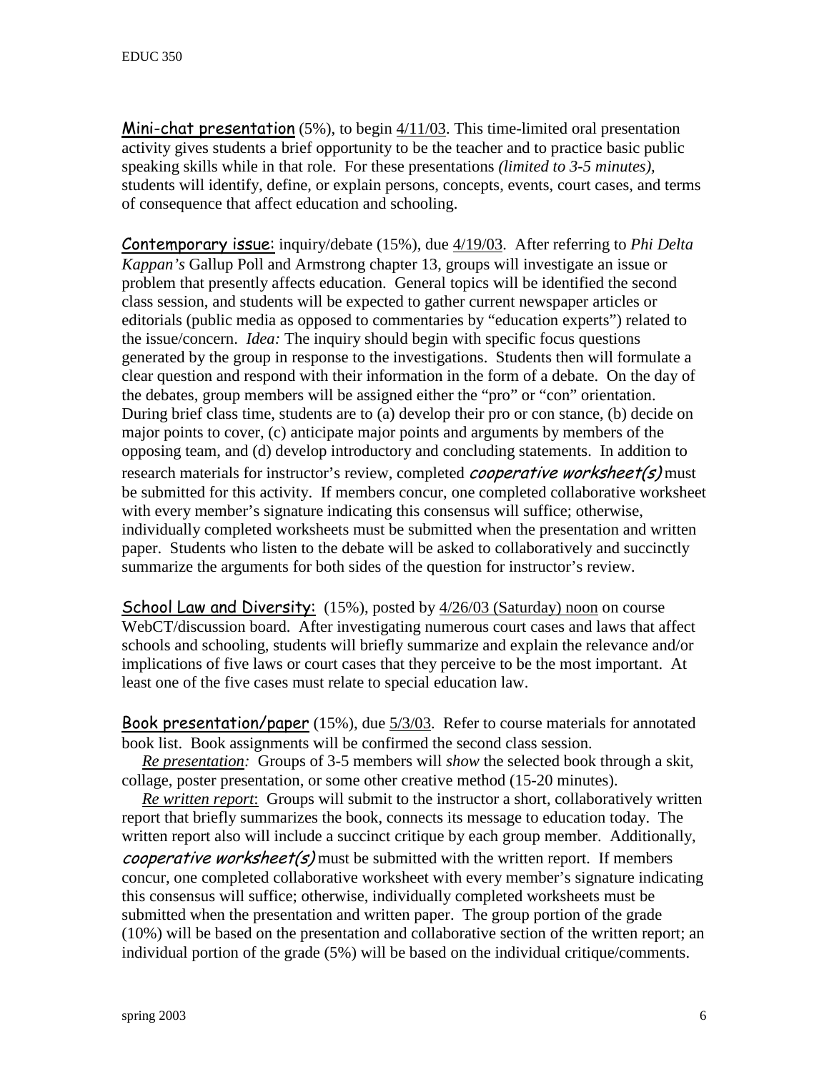Mini-chat presentation (5%), to begin 4/11/03. This time-limited oral presentation activity gives students a brief opportunity to be the teacher and to practice basic public speaking skills while in that role. For these presentations *(limited to 3-5 minutes)*, students will identify, define, or explain persons, concepts, events, court cases, and terms of consequence that affect education and schooling.

Contemporary issue: inquiry/debate (15%), due 4/19/03. After referring to *Phi Delta Kappan's* Gallup Poll and Armstrong chapter 13, groups will investigate an issue or problem that presently affects education. General topics will be identified the second class session, and students will be expected to gather current newspaper articles or editorials (public media as opposed to commentaries by "education experts") related to the issue/concern. *Idea:* The inquiry should begin with specific focus questions generated by the group in response to the investigations. Students then will formulate a clear question and respond with their information in the form of a debate. On the day of the debates, group members will be assigned either the "pro" or "con" orientation. During brief class time, students are to (a) develop their pro or con stance, (b) decide on major points to cover, (c) anticipate major points and arguments by members of the opposing team, and (d) develop introductory and concluding statements. In addition to research materials for instructor's review, completed *cooperative worksheet(s)* must be submitted for this activity. If members concur, one completed collaborative worksheet with every member's signature indicating this consensus will suffice; otherwise, individually completed worksheets must be submitted when the presentation and written paper. Students who listen to the debate will be asked to collaboratively and succinctly summarize the arguments for both sides of the question for instructor's review.

School Law and Diversity: (15%), posted by 4/26/03 (Saturday) noon on course WebCT/discussion board. After investigating numerous court cases and laws that affect schools and schooling, students will briefly summarize and explain the relevance and/or implications of five laws or court cases that they perceive to be the most important. At least one of the five cases must relate to special education law.

Book presentation/paper (15%), due 5/3/03. Refer to course materials for annotated book list. Book assignments will be confirmed the second class session.

*Re presentation:* Groups of 3-5 members will *show* the selected book through a skit, collage, poster presentation, or some other creative method (15-20 minutes).

*Re written report*: Groups will submit to the instructor a short, collaboratively written report that briefly summarizes the book, connects its message to education today. The written report also will include a succinct critique by each group member. Additionally, *cooperative worksheet(s)* must be submitted with the written report. If members concur, one completed collaborative worksheet with every member's signature indicating this consensus will suffice; otherwise, individually completed worksheets must be submitted when the presentation and written paper. The group portion of the grade (10%) will be based on the presentation and collaborative section of the written report; an individual portion of the grade (5%) will be based on the individual critique/comments.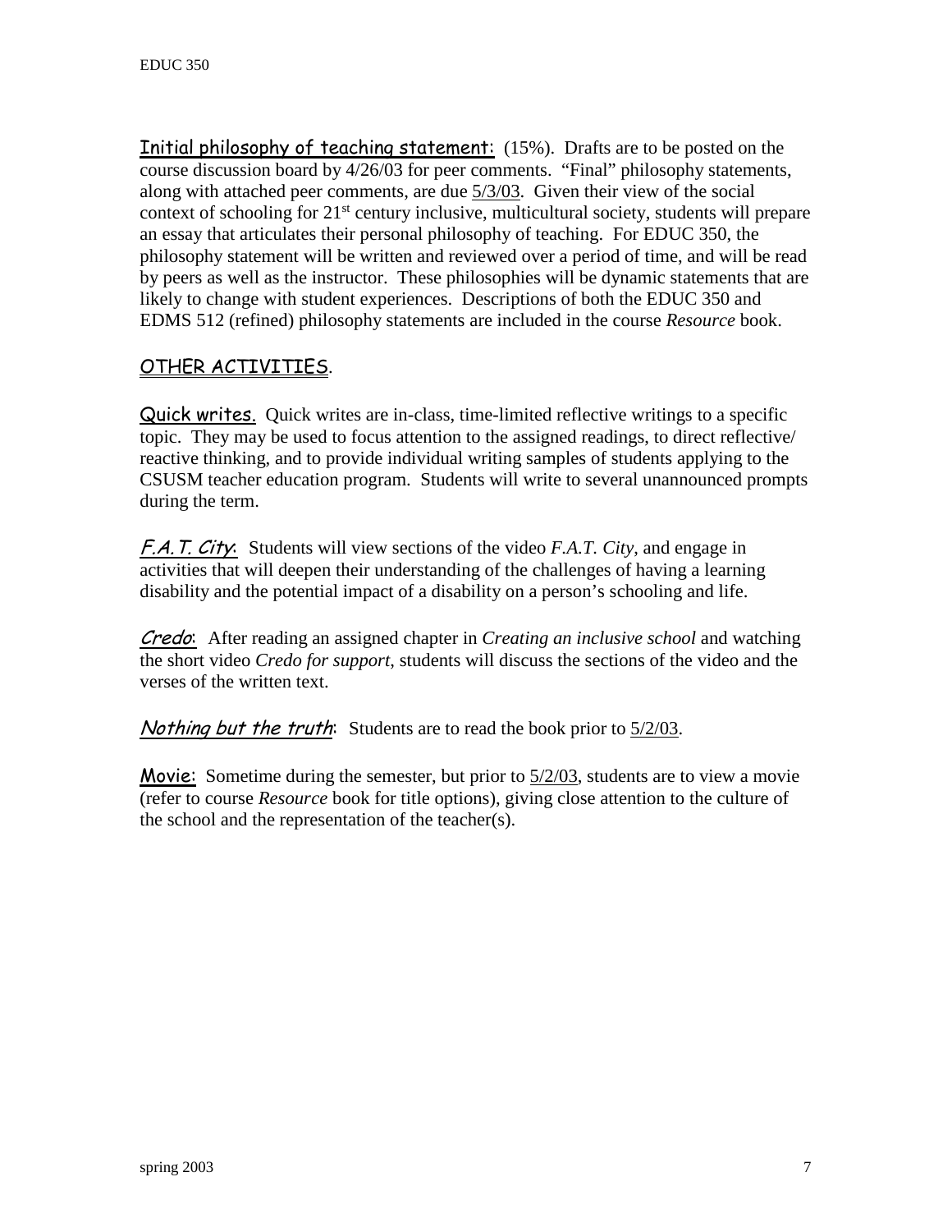**Initial philosophy of teaching statement:** (15%). Drafts are to be posted on the course discussion board by 4/26/03 for peer comments. "Final" philosophy statements, along with attached peer comments, are due 5/3/03. Given their view of the social context of schooling for 21st century inclusive, multicultural society, students will prepare an essay that articulates their personal philosophy of teaching. For EDUC 350, the philosophy statement will be written and reviewed over a period of time, and will be read by peers as well as the instructor. These philosophies will be dynamic statements that are likely to change with student experiences. Descriptions of both the EDUC 350 and EDMS 512 (refined) philosophy statements are included in the course *Resource* book.

## OTHER ACTIVITIES.

**Quick writes.** Quick writes are in-class, time-limited reflective writings to a specific topic. They may be used to focus attention to the assigned readings, to direct reflective/ reactive thinking, and to provide individual writing samples of students applying to the CSUSM teacher education program. Students will write to several unannounced prompts during the term.

***F.A.T. City*:** Students will view sections of the video *F.A.T. City*, and engage in activities that will deepen their understanding of the challenges of having a learning disability and the potential impact of a disability on a person's schooling and life.

***Credo*:** After reading an assigned chapter in *Creating an inclusive school* and watching the short video *Credo for support*, students will discuss the sections of the video and the verses of the written text.

***Nothing but the truth*:** Students are to read the book prior to 5/2/03.

**Movie:** Sometime during the semester, but prior to 5/2/03, students are to view a movie (refer to course *Resource* book for title options), giving close attention to the culture of the school and the representation of the teacher(s).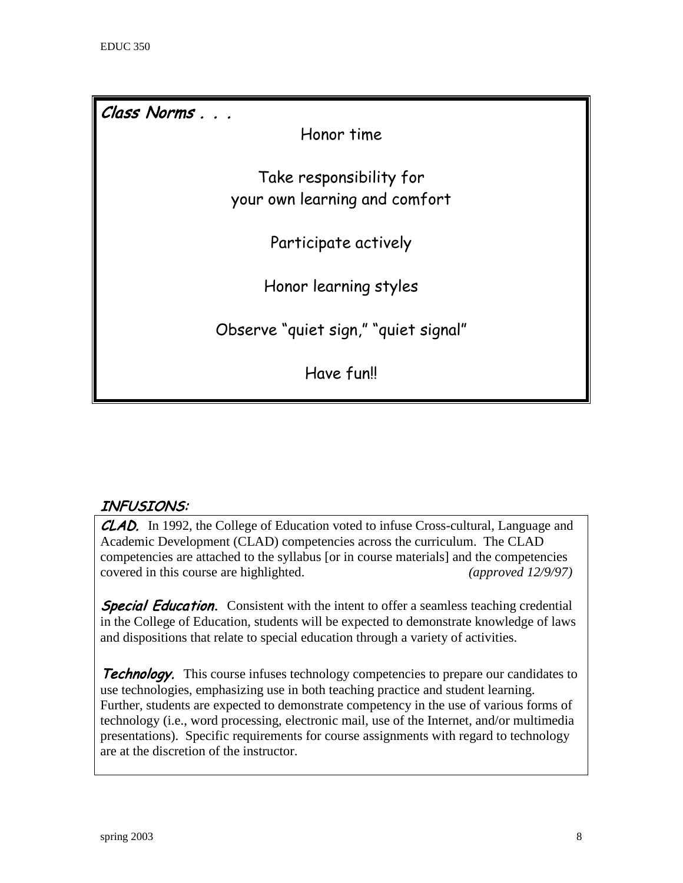## *Class Norms . . .*

Honor time

Take responsibility for
your own learning and comfort

Participate actively

Honor learning styles

Observe "quiet sign," "quiet signal"

Have fun!!

## *INFUSIONS:*

***CLAD.*** In 1992, the College of Education voted to infuse Cross-cultural, Language and Academic Development (CLAD) competencies across the curriculum. The CLAD competencies are attached to the syllabus [or in course materials] and the competencies covered in this course are highlighted. *(approved 12/9/97)*

***Special Education.*** Consistent with the intent to offer a seamless teaching credential in the College of Education, students will be expected to demonstrate knowledge of laws and dispositions that relate to special education through a variety of activities.

***Technology.*** This course infuses technology competencies to prepare our candidates to use technologies, emphasizing use in both teaching practice and student learning. Further, students are expected to demonstrate competency in the use of various forms of technology (i.e., word processing, electronic mail, use of the Internet, and/or multimedia presentations). Specific requirements for course assignments with regard to technology are at the discretion of the instructor.